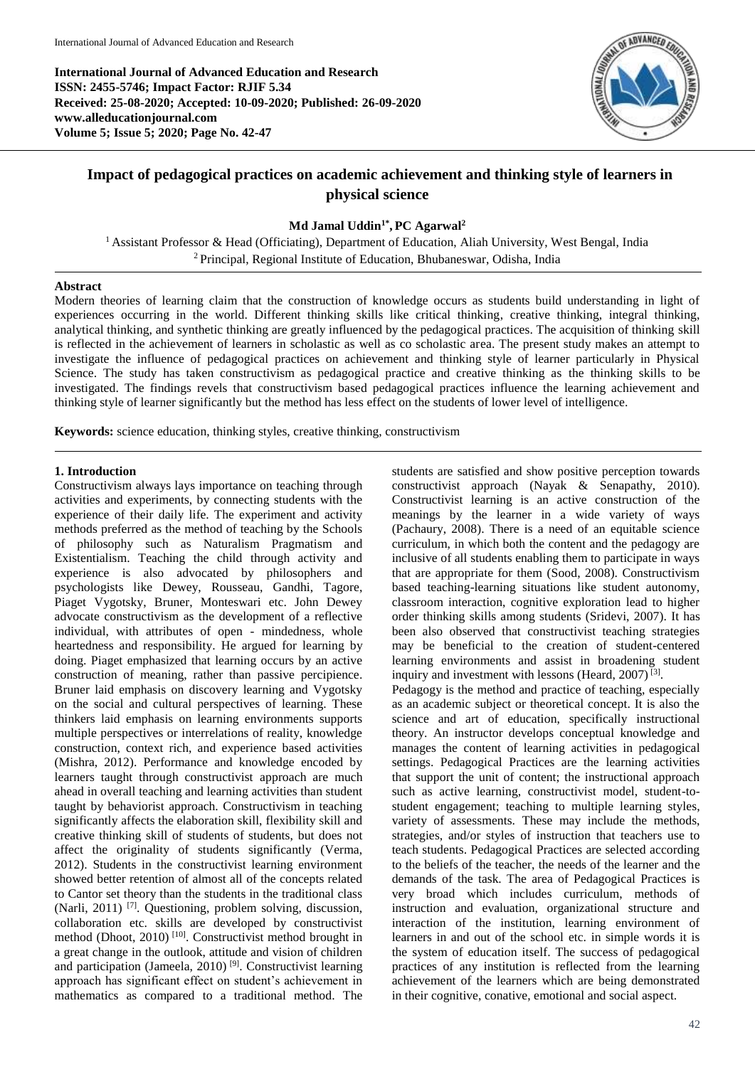International Journal of Advanced Education and Research
ISSN: 2455-5746; Impact Factor: RJIF 5.34
Received: 25-08-2020; Accepted: 10-09-2020; Published: 26-09-2020
www.alleducationjournal.com
Volume 5; Issue 5; 2020; Page No. 42-47

# Impact of pedagogical practices on academic achievement and thinking style of learners in physical science

**Md Jamal Uddin[1*], PC Agarwal[2]**

[1] Assistant Professor & Head (Officiating), Department of Education, Aliah University, West Bengal, India
[2] Principal, Regional Institute of Education, Bhubaneswar, Odisha, India

**Abstract**

Modern theories of learning claim that the construction of knowledge occurs as students build understanding in light of experiences occurring in the world. Different thinking skills like critical thinking, creative thinking, integral thinking, analytical thinking, and synthetic thinking are greatly influenced by the pedagogical practices. The acquisition of thinking skill is reflected in the achievement of learners in scholastic as well as co scholastic area. The present study makes an attempt to investigate the influence of pedagogical practices on achievement and thinking style of learner particularly in Physical Science. The study has taken constructivism as pedagogical practice and creative thinking as the thinking skills to be investigated. The findings revels that constructivism based pedagogical practices influence the learning achievement and thinking style of learner significantly but the method has less effect on the students of lower level of intelligence.

**Keywords:** science education, thinking styles, creative thinking, constructivism

## 1. Introduction

Constructivism always lays importance on teaching through activities and experiments, by connecting students with the experience of their daily life. The experiment and activity methods preferred as the method of teaching by the Schools of philosophy such as Naturalism Pragmatism and Existentialism. Teaching the child through activity and experience is also advocated by philosophers and psychologists like Dewey, Rousseau, Gandhi, Tagore, Piaget Vygotsky, Bruner, Monteswari etc. John Dewey advocate constructivism as the development of a reflective individual, with attributes of open - mindedness, whole heartedness and responsibility. He argued for learning by doing. Piaget emphasized that learning occurs by an active construction of meaning, rather than passive percipience. Bruner laid emphasis on discovery learning and Vygotsky on the social and cultural perspectives of learning. These thinkers laid emphasis on learning environments supports multiple perspectives or interrelations of reality, knowledge construction, context rich, and experience based activities (Mishra, 2012). Performance and knowledge encoded by learners taught through constructivist approach are much ahead in overall teaching and learning activities than student taught by behaviorist approach. Constructivism in teaching significantly affects the elaboration skill, flexibility skill and creative thinking skill of students of students, but does not affect the originality of students significantly (Verma, 2012). Students in the constructivist learning environment showed better retention of almost all of the concepts related to Cantor set theory than the students in the traditional class (Narli, 2011) [7]. Questioning, problem solving, discussion, collaboration etc. skills are developed by constructivist method (Dhoot, 2010) [10]. Constructivist method brought in a great change in the outlook, attitude and vision of children and participation (Jameela, 2010) [9]. Constructivist learning approach has significant effect on student's achievement in mathematics as compared to a traditional method. The students are satisfied and show positive perception towards constructivist approach (Nayak & Senapathy, 2010). Constructivist learning is an active construction of the meanings by the learner in a wide variety of ways (Pachaury, 2008). There is a need of an equitable science curriculum, in which both the content and the pedagogy are inclusive of all students enabling them to participate in ways that are appropriate for them (Sood, 2008). Constructivism based teaching-learning situations like student autonomy, classroom interaction, cognitive exploration lead to higher order thinking skills among students (Sridevi, 2007). It has been also observed that constructivist teaching strategies may be beneficial to the creation of student-centered learning environments and assist in broadening student inquiry and investment with lessons (Heard, 2007) [3].

Pedagogy is the method and practice of teaching, especially as an academic subject or theoretical concept. It is also the science and art of education, specifically instructional theory. An instructor develops conceptual knowledge and manages the content of learning activities in pedagogical settings. Pedagogical Practices are the learning activities that support the unit of content; the instructional approach such as active learning, constructivist model, student-to-student engagement; teaching to multiple learning styles, variety of assessments. These may include the methods, strategies, and/or styles of instruction that teachers use to teach students. Pedagogical Practices are selected according to the beliefs of the teacher, the needs of the learner and the demands of the task. The area of Pedagogical Practices is very broad which includes curriculum, methods of instruction and evaluation, organizational structure and interaction of the institution, learning environment of learners in and out of the school etc. in simple words it is the system of education itself. The success of pedagogical practices of any institution is reflected from the learning achievement of the learners which are being demonstrated in their cognitive, conative, emotional and social aspect.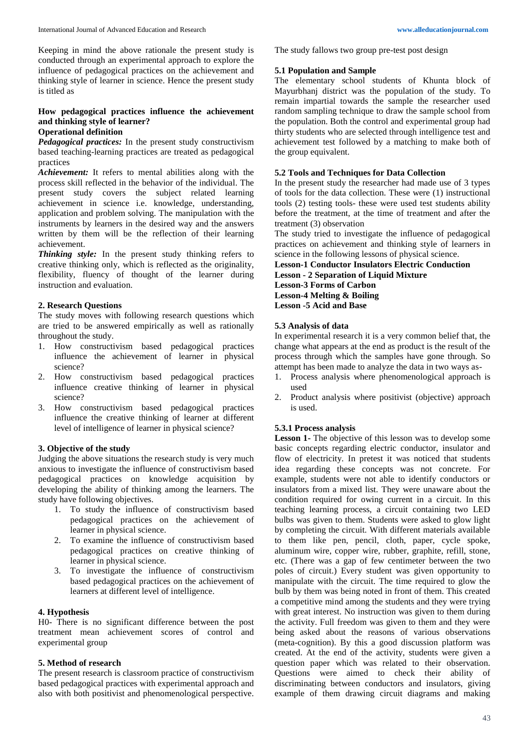Keeping in mind the above rationale the present study is conducted through an experimental approach to explore the influence of pedagogical practices on the achievement and thinking style of learner in science. Hence the present study is titled as

**How pedagogical practices influence the achievement and thinking style of learner?**

**Operational definition**

***Pedagogical practices:*** In the present study constructivism based teaching-learning practices are treated as pedagogical practices

***Achievement:*** It refers to mental abilities along with the process skill reflected in the behavior of the individual. The present study covers the subject related learning achievement in science i.e. knowledge, understanding, application and problem solving. The manipulation with the instruments by learners in the desired way and the answers written by them will be the reflection of their learning achievement.

***Thinking style:*** In the present study thinking refers to creative thinking only, which is reflected as the originality, flexibility, fluency of thought of the learner during instruction and evaluation.

## 2. Research Questions

The study moves with following research questions which are tried to be answered empirically as well as rationally throughout the study.

1. How constructivism based pedagogical practices influence the achievement of learner in physical science?
2. How constructivism based pedagogical practices influence creative thinking of learner in physical science?
3. How constructivism based pedagogical practices influence the creative thinking of learner at different level of intelligence of learner in physical science?

## 3. Objective of the study

Judging the above situations the research study is very much anxious to investigate the influence of constructivism based pedagogical practices on knowledge acquisition by developing the ability of thinking among the learners. The study have following objectives.

1. To study the influence of constructivism based pedagogical practices on the achievement of learner in physical science.
2. To examine the influence of constructivism based pedagogical practices on creative thinking of learner in physical science.
3. To investigate the influence of constructivism based pedagogical practices on the achievement of learners at different level of intelligence.

## 4. Hypothesis

H0- There is no significant difference between the post treatment mean achievement scores of control and experimental group

## 5. Method of research

The present research is classroom practice of constructivism based pedagogical practices with experimental approach and also with both positivist and phenomenological perspective. The study fallows two group pre-test post design

### 5.1 Population and Sample

The elementary school students of Khunta block of Mayurbhanj district was the population of the study. To remain impartial towards the sample the researcher used random sampling technique to draw the sample school from the population. Both the control and experimental group had thirty students who are selected through intelligence test and achievement test followed by a matching to make both of the group equivalent.

### 5.2 Tools and Techniques for Data Collection

In the present study the researcher had made use of 3 types of tools for the data collection. These were (1) instructional tools (2) testing tools- these were used test students ability before the treatment, at the time of treatment and after the treatment (3) observation

The study tried to investigate the influence of pedagogical practices on achievement and thinking style of learners in science in the following lessons of physical science.

**Lesson-1 Conductor Insulators Electric Conduction**
**Lesson - 2 Separation of Liquid Mixture**
**Lesson-3 Forms of Carbon**
**Lesson-4 Melting & Boiling**
**Lesson -5 Acid and Base**

### 5.3 Analysis of data

In experimental research it is a very common belief that, the change what appears at the end as product is the result of the process through which the samples have gone through. So attempt has been made to analyze the data in two ways as-

1. Process analysis where phenomenological approach is used
2. Product analysis where positivist (objective) approach is used.

#### 5.3.1 Process analysis

**Lesson 1-** The objective of this lesson was to develop some basic concepts regarding electric conductor, insulator and flow of electricity. In pretest it was noticed that students idea regarding these concepts was not concrete. For example, students were not able to identify conductors or insulators from a mixed list. They were unaware about the condition required for owing current in a circuit. In this teaching learning process, a circuit containing two LED bulbs was given to them. Students were asked to glow light by completing the circuit. With different materials available to them like pen, pencil, cloth, paper, cycle spoke, aluminum wire, copper wire, rubber, graphite, refill, stone, etc. (There was a gap of few centimeter between the two poles of circuit.) Every student was given opportunity to manipulate with the circuit. The time required to glow the bulb by them was being noted in front of them. This created a competitive mind among the students and they were trying with great interest. No instruction was given to them during the activity. Full freedom was given to them and they were being asked about the reasons of various observations (meta-cognition). By this a good discussion platform was created. At the end of the activity, students were given a question paper which was related to their observation. Questions were aimed to check their ability of discriminating between conductors and insulators, giving example of them drawing circuit diagrams and making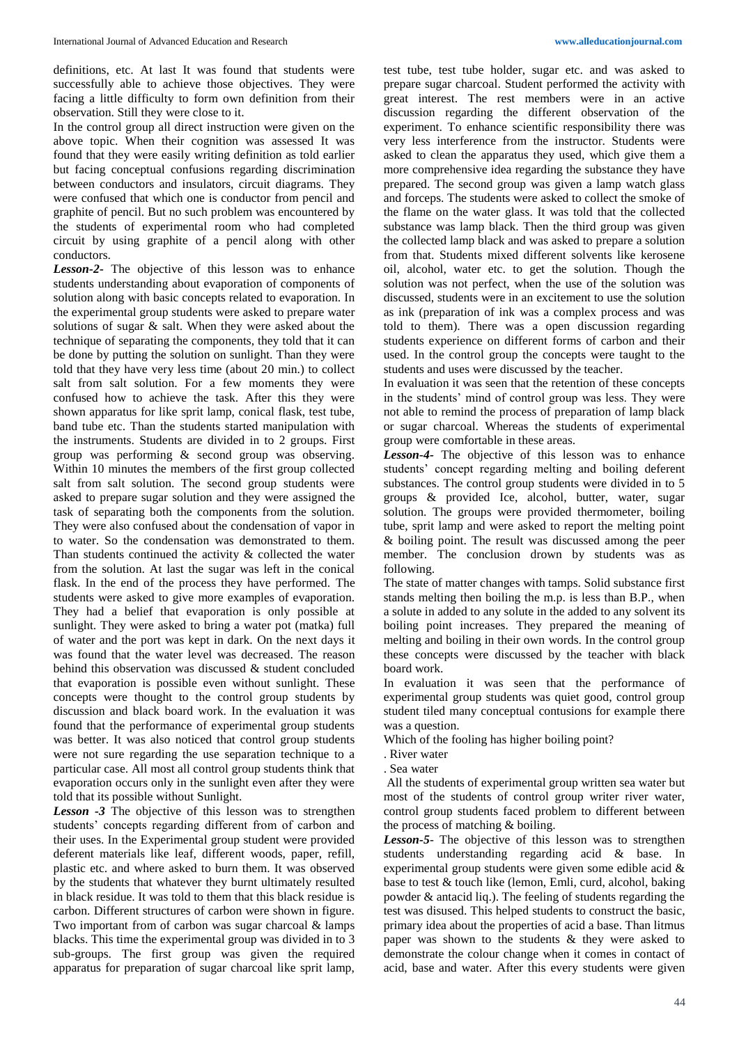definitions, etc. At last It was found that students were successfully able to achieve those objectives. They were facing a little difficulty to form own definition from their observation. Still they were close to it.

In the control group all direct instruction were given on the above topic. When their cognition was assessed It was found that they were easily writing definition as told earlier but facing conceptual confusions regarding discrimination between conductors and insulators, circuit diagrams. They were confused that which one is conductor from pencil and graphite of pencil. But no such problem was encountered by the students of experimental room who had completed circuit by using graphite of a pencil along with other conductors.

***Lesson-2-*** The objective of this lesson was to enhance students understanding about evaporation of components of solution along with basic concepts related to evaporation. In the experimental group students were asked to prepare water solutions of sugar & salt. When they were asked about the technique of separating the components, they told that it can be done by putting the solution on sunlight. Than they were told that they have very less time (about 20 min.) to collect salt from salt solution. For a few moments they were confused how to achieve the task. After this they were shown apparatus for like sprit lamp, conical flask, test tube, band tube etc. Than the students started manipulation with the instruments. Students are divided in to 2 groups. First group was performing & second group was observing. Within 10 minutes the members of the first group collected salt from salt solution. The second group students were asked to prepare sugar solution and they were assigned the task of separating both the components from the solution. They were also confused about the condensation of vapor in to water. So the condensation was demonstrated to them. Than students continued the activity & collected the water from the solution. At last the sugar was left in the conical flask. In the end of the process they have performed. The students were asked to give more examples of evaporation. They had a belief that evaporation is only possible at sunlight. They were asked to bring a water pot (matka) full of water and the port was kept in dark. On the next days it was found that the water level was decreased. The reason behind this observation was discussed & student concluded that evaporation is possible even without sunlight. These concepts were thought to the control group students by discussion and black board work. In the evaluation it was found that the performance of experimental group students was better. It was also noticed that control group students were not sure regarding the use separation technique to a particular case. All most all control group students think that evaporation occurs only in the sunlight even after they were told that its possible without Sunlight.

***Lesson -3*** The objective of this lesson was to strengthen students' concepts regarding different from of carbon and their uses. In the Experimental group student were provided deferent materials like leaf, different woods, paper, refill, plastic etc. and where asked to burn them. It was observed by the students that whatever they burnt ultimately resulted in black residue. It was told to them that this black residue is carbon. Different structures of carbon were shown in figure. Two important from of carbon was sugar charcoal & lamps blacks. This time the experimental group was divided in to 3 sub-groups. The first group was given the required apparatus for preparation of sugar charcoal like sprit lamp, test tube, test tube holder, sugar etc. and was asked to prepare sugar charcoal. Student performed the activity with great interest. The rest members were in an active discussion regarding the different observation of the experiment. To enhance scientific responsibility there was very less interference from the instructor. Students were asked to clean the apparatus they used, which give them a more comprehensive idea regarding the substance they have prepared. The second group was given a lamp watch glass and forceps. The students were asked to collect the smoke of the flame on the water glass. It was told that the collected substance was lamp black. Then the third group was given the collected lamp black and was asked to prepare a solution from that. Students mixed different solvents like kerosene oil, alcohol, water etc. to get the solution. Though the solution was not perfect, when the use of the solution was discussed, students were in an excitement to use the solution as ink (preparation of ink was a complex process and was told to them). There was a open discussion regarding students experience on different forms of carbon and their used. In the control group the concepts were taught to the students and uses were discussed by the teacher.

In evaluation it was seen that the retention of these concepts in the students' mind of control group was less. They were not able to remind the process of preparation of lamp black or sugar charcoal. Whereas the students of experimental group were comfortable in these areas.

***Lesson-4-*** The objective of this lesson was to enhance students' concept regarding melting and boiling deferent substances. The control group students were divided in to 5 groups & provided Ice, alcohol, butter, water, sugar solution. The groups were provided thermometer, boiling tube, sprit lamp and were asked to report the melting point & boiling point. The result was discussed among the peer member. The conclusion drown by students was as following.

The state of matter changes with tamps. Solid substance first stands melting then boiling the m.p. is less than B.P., when a solute in added to any solute in the added to any solvent its boiling point increases. They prepared the meaning of melting and boiling in their own words. In the control group these concepts were discussed by the teacher with black board work.

In evaluation it was seen that the performance of experimental group students was quiet good, control group student tiled many conceptual contusions for example there was a question.

Which of the fooling has higher boiling point?

. River water

. Sea water

All the students of experimental group written sea water but most of the students of control group writer river water, control group students faced problem to different between the process of matching & boiling.

***Lesson-5-*** The objective of this lesson was to strengthen students understanding regarding acid & base. In experimental group students were given some edible acid & base to test & touch like (lemon, Emli, curd, alcohol, baking powder & antacid liq.). The feeling of students regarding the test was disused. This helped students to construct the basic, primary idea about the properties of acid a base. Than litmus paper was shown to the students & they were asked to demonstrate the colour change when it comes in contact of acid, base and water. After this every students were given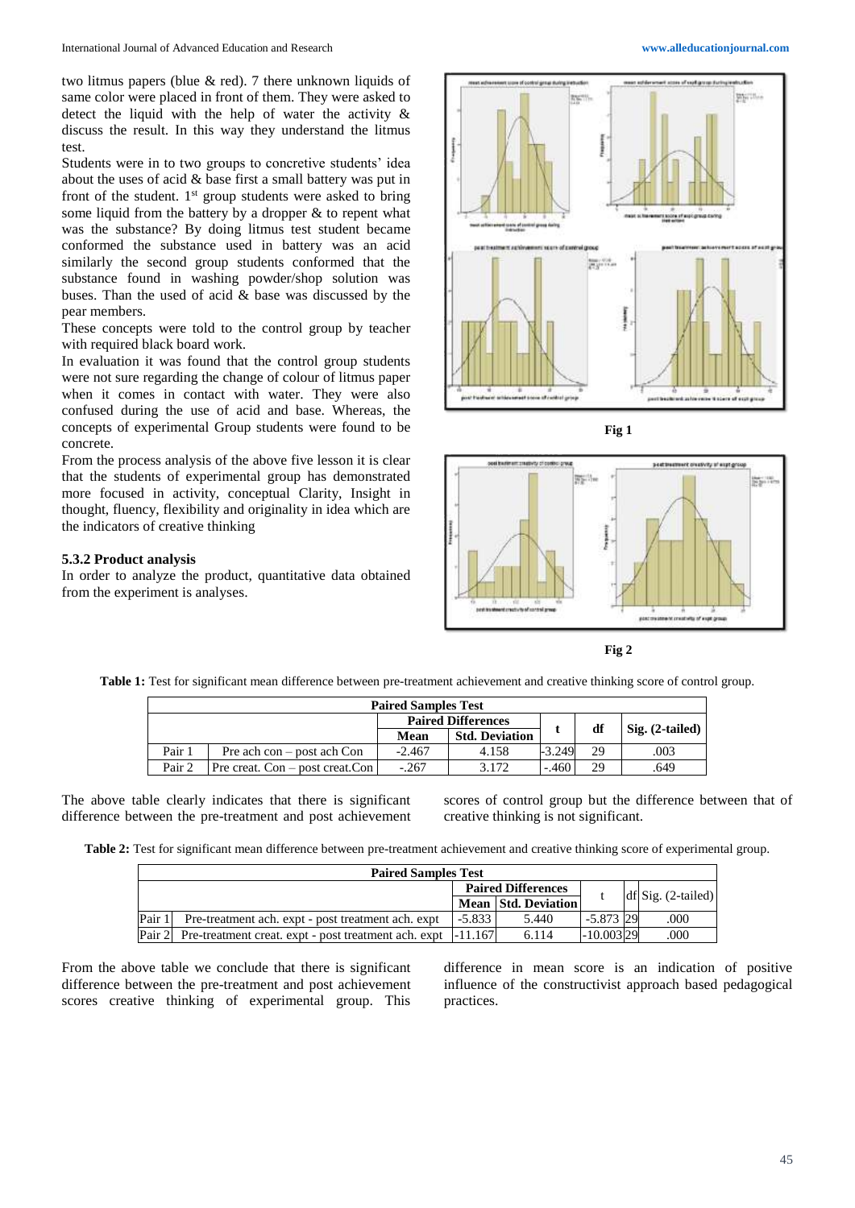two litmus papers (blue & red). 7 there unknown liquids of same color were placed in front of them. They were asked to detect the liquid with the help of water the activity & discuss the result. In this way they understand the litmus test.

Students were in to two groups to concretive students' idea about the uses of acid & base first a small battery was put in front of the student. 1st group students were asked to bring some liquid from the battery by a dropper & to repent what was the substance? By doing litmus test student became conformed the substance used in battery was an acid similarly the second group students conformed that the substance found in washing powder/shop solution was buses. Than the used of acid & base was discussed by the pear members.

These concepts were told to the control group by teacher with required black board work.

In evaluation it was found that the control group students were not sure regarding the change of colour of litmus paper when it comes in contact with water. They were also confused during the use of acid and base. Whereas, the concepts of experimental Group students were found to be concrete.

From the process analysis of the above five lesson it is clear that the students of experimental group has demonstrated more focused in activity, conceptual Clarity, Insight in thought, fluency, flexibility and originality in idea which are the indicators of creative thinking

#### 5.3.2 Product analysis

In order to analyze the product, quantitative data obtained from the experiment is analyses.

Fig 1

Fig 2

**Table 1:** Test for significant mean difference between pre-treatment achievement and creative thinking score of control group.

| Paired Samples Test | | | | | | |
|---|---|---|---|---|---|---|
| | | Paired Differences | | t | df | Sig. (2-tailed) |
| | | Mean | Std. Deviation | | | |
| Pair 1 | Pre ach con – post ach Con | -2.467 | 4.158 | -3.249 | 29 | .003 |
| Pair 2 | Pre creat. Con – post creat.Con | -.267 | 3.172 | -.460 | 29 | .649 |

The above table clearly indicates that there is significant difference between the pre-treatment and post achievement scores of control group but the difference between that of creative thinking is not significant.

**Table 2:** Test for significant mean difference between pre-treatment achievement and creative thinking score of experimental group.

| Paired Samples Test | | | | | | |
|---|---|---|---|---|---|---|
| | | Paired Differences | | t | df | Sig. (2-tailed) |
| | | Mean | Std. Deviation | | | |
| Pair 1 | Pre-treatment ach. expt - post treatment ach. expt | -5.833 | 5.440 | -5.873 | 29 | .000 |
| Pair 2 | Pre-treatment creat. expt - post treatment ach. expt | -11.167 | 6.114 | -10.003 | 29 | .000 |

From the above table we conclude that there is significant difference between the pre-treatment and post achievement scores creative thinking of experimental group. This difference in mean score is an indication of positive influence of the constructivist approach based pedagogical practices.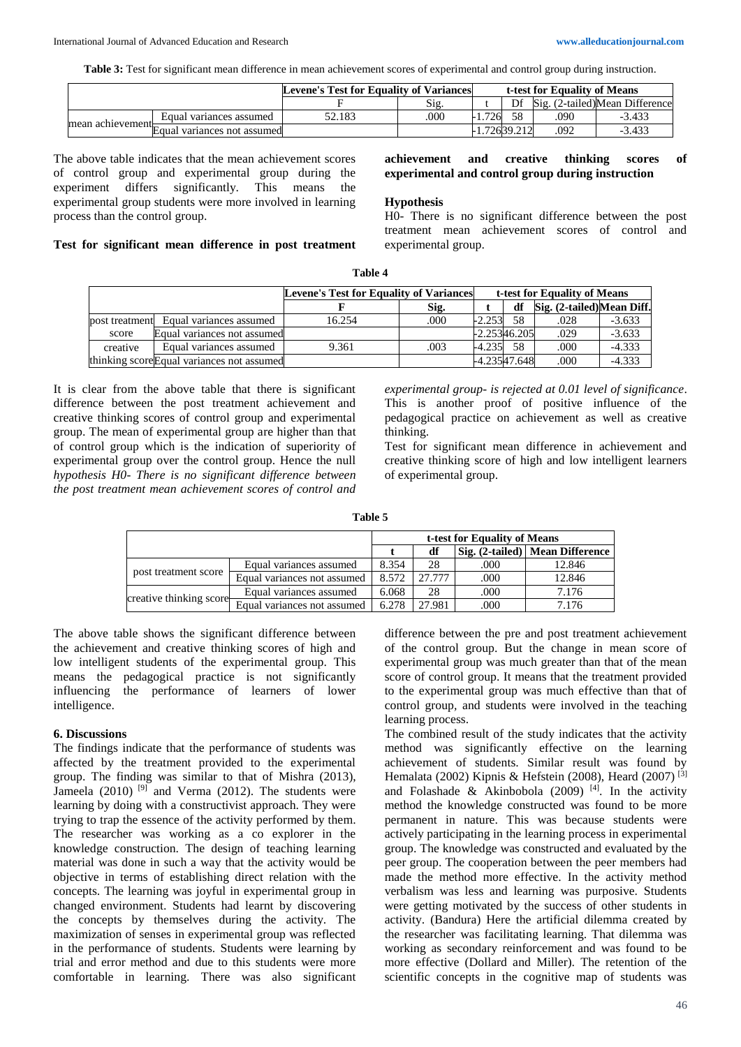**Table 3:** Test for significant mean difference in mean achievement scores of experimental and control group during instruction.

| | | Levene's Test for Equality of Variances | | t-test for Equality of Means | | | |
|---|---|---|---|---|---|---|---|
| | | F | Sig. | t | Df | Sig. (2-tailed) | Mean Difference |
| mean achievement | Equal variances assumed | 52.183 | .000 | -1.726 | 58 | .090 | -3.433 |
| | Equal variances not assumed | | | -1.726 | 39.212 | .092 | -3.433 |

The above table indicates that the mean achievement scores of control group and experimental group during the experiment differs significantly. This means the experimental group students were more involved in learning process than the control group.

**Test for significant mean difference in post treatment achievement and creative thinking scores of experimental and control group during instruction**

**Hypothesis**

H0- There is no significant difference between the post treatment mean achievement scores of control and experimental group.

**Table 4**

| | | Levene's Test for Equality of Variances | | t-test for Equality of Means | | | |
|---|---|---|---|---|---|---|---|
| | | F | Sig. | t | df | Sig. (2-tailed) | Mean Diff. |
| post treatment score | Equal variances assumed | 16.254 | .000 | -2.253 | 58 | .028 | -3.633 |
| | Equal variances not assumed | | | -2.253 | 46.205 | .029 | -3.633 |
| creative thinking score | Equal variances assumed | 9.361 | .003 | -4.235 | 58 | .000 | -4.333 |
| | Equal variances not assumed | | | -4.235 | 47.648 | .000 | -4.333 |

It is clear from the above table that there is significant difference between the post treatment achievement and creative thinking scores of control group and experimental group. The mean of experimental group are higher than that of control group which is the indication of superiority of experimental group over the control group. Hence the null *hypothesis H0- There is no significant difference between the post treatment mean achievement scores of control and experimental group- is rejected at 0.01 level of significance*. This is another proof of positive influence of the pedagogical practice on achievement as well as creative thinking.

Test for significant mean difference in achievement and creative thinking score of high and low intelligent learners of experimental group.

**Table 5**

| | | t-test for Equality of Means | | | |
|---|---|---|---|---|---|
| | | t | df | Sig. (2-tailed) | Mean Difference |
| post treatment score | Equal variances assumed | 8.354 | 28 | .000 | 12.846 |
| | Equal variances not assumed | 8.572 | 27.777 | .000 | 12.846 |
| creative thinking score | Equal variances assumed | 6.068 | 28 | .000 | 7.176 |
| | Equal variances not assumed | 6.278 | 27.981 | .000 | 7.176 |

The above table shows the significant difference between the achievement and creative thinking scores of high and low intelligent students of the experimental group. This means the pedagogical practice is not significantly influencing the performance of learners of lower intelligence.

## 6. Discussions

The findings indicate that the performance of students was affected by the treatment provided to the experimental group. The finding was similar to that of Mishra (2013), Jameela (2010) [9] and Verma (2012). The students were learning by doing with a constructivist approach. They were trying to trap the essence of the activity performed by them. The researcher was working as a co explorer in the knowledge construction. The design of teaching learning material was done in such a way that the activity would be objective in terms of establishing direct relation with the concepts. The learning was joyful in experimental group in changed environment. Students had learnt by discovering the concepts by themselves during the activity. The maximization of senses in experimental group was reflected in the performance of students. Students were learning by trial and error method and due to this students were more comfortable in learning. There was also significant difference between the pre and post treatment achievement of the control group. But the change in mean score of experimental group was much greater than that of the mean score of control group. It means that the treatment provided to the experimental group was much effective than that of control group, and students were involved in the teaching learning process.

The combined result of the study indicates that the activity method was significantly effective on the learning achievement of students. Similar result was found by Hemalata (2002) Kipnis & Hefstein (2008), Heard (2007) [3] and Folashade & Akinbobola (2009) [4]. In the activity method the knowledge constructed was found to be more permanent in nature. This was because students were actively participating in the learning process in experimental group. The knowledge was constructed and evaluated by the peer group. The cooperation between the peer members had made the method more effective. In the activity method verbalism was less and learning was purposive. Students were getting motivated by the success of other students in activity. (Bandura) Here the artificial dilemma created by the researcher was facilitating learning. That dilemma was working as secondary reinforcement and was found to be more effective (Dollard and Miller). The retention of the scientific concepts in the cognitive map of students was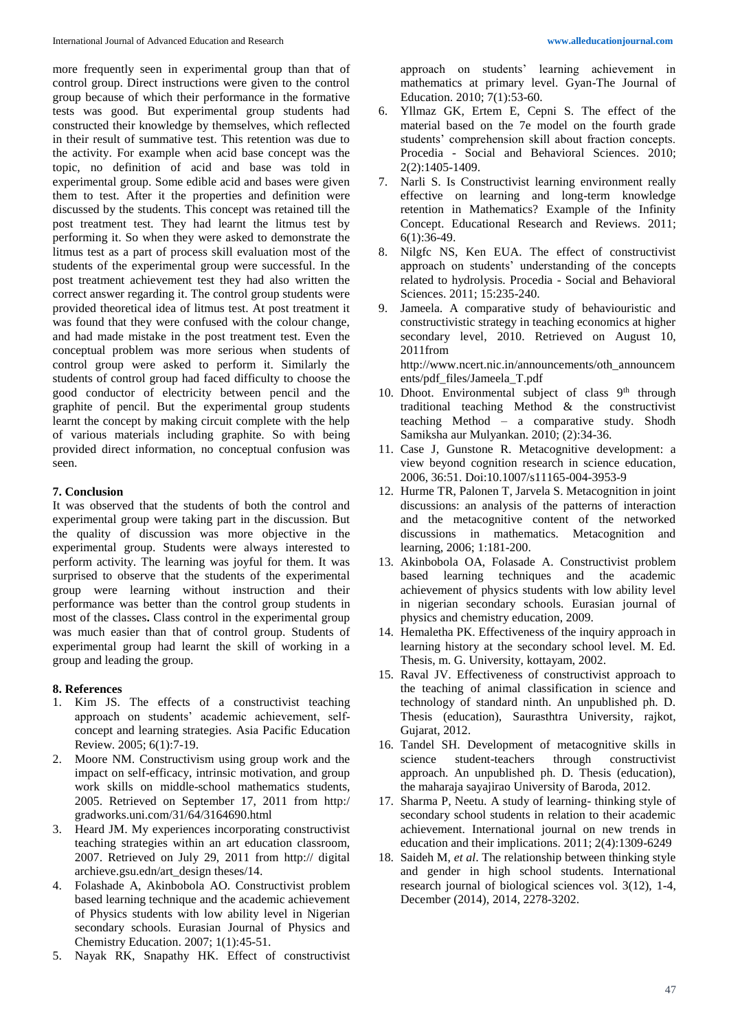more frequently seen in experimental group than that of control group. Direct instructions were given to the control group because of which their performance in the formative tests was good. But experimental group students had constructed their knowledge by themselves, which reflected in their result of summative test. This retention was due to the activity. For example when acid base concept was the topic, no definition of acid and base was told in experimental group. Some edible acid and bases were given them to test. After it the properties and definition were discussed by the students. This concept was retained till the post treatment test. They had learnt the litmus test by performing it. So when they were asked to demonstrate the litmus test as a part of process skill evaluation most of the students of the experimental group were successful. In the post treatment achievement test they had also written the correct answer regarding it. The control group students were provided theoretical idea of litmus test. At post treatment it was found that they were confused with the colour change, and had made mistake in the post treatment test. Even the conceptual problem was more serious when students of control group were asked to perform it. Similarly the students of control group had faced difficulty to choose the good conductor of electricity between pencil and the graphite of pencil. But the experimental group students learnt the concept by making circuit complete with the help of various materials including graphite. So with being provided direct information, no conceptual confusion was seen.

## 7. Conclusion

It was observed that the students of both the control and experimental group were taking part in the discussion. But the quality of discussion was more objective in the experimental group. Students were always interested to perform activity. The learning was joyful for them. It was surprised to observe that the students of the experimental group were learning without instruction and their performance was better than the control group students in most of the classes**.** Class control in the experimental group was much easier than that of control group. Students of experimental group had learnt the skill of working in a group and leading the group.

## 8. References

1. Kim JS. The effects of a constructivist teaching approach on students' academic achievement, self-concept and learning strategies. Asia Pacific Education Review. 2005; 6(1):7-19.
2. Moore NM. Constructivism using group work and the impact on self-efficacy, intrinsic motivation, and group work skills on middle-school mathematics students, 2005. Retrieved on September 17, 2011 from http:/ gradworks.uni.com/31/64/3164690.html
3. Heard JM. My experiences incorporating constructivist teaching strategies within an art education classroom, 2007. Retrieved on July 29, 2011 from http:// digital archieve.gsu.edn/art_design theses/14.
4. Folashade A, Akinbobola AO. Constructivist problem based learning technique and the academic achievement of Physics students with low ability level in Nigerian secondary schools. Eurasian Journal of Physics and Chemistry Education. 2007; 1(1):45-51.
5. Nayak RK, Snapathy HK. Effect of constructivist approach on students' learning achievement in mathematics at primary level. Gyan-The Journal of Education. 2010; 7(1):53-60.
6. Yllmaz GK, Ertem E, Cepni S. The effect of the material based on the 7e model on the fourth grade students' comprehension skill about fraction concepts. Procedia - Social and Behavioral Sciences. 2010; 2(2):1405-1409.
7. Narli S. Is Constructivist learning environment really effective on learning and long-term knowledge retention in Mathematics? Example of the Infinity Concept. Educational Research and Reviews. 2011; 6(1):36-49.
8. Nilgfc NS, Ken EUA. The effect of constructivist approach on students' understanding of the concepts related to hydrolysis. Procedia - Social and Behavioral Sciences. 2011; 15:235-240.
9. Jameela. A comparative study of behaviouristic and constructivistic strategy in teaching economics at higher secondary level, 2010. Retrieved on August 10, 2011from http://www.ncert.nic.in/announcements/oth_announcements/pdf_files/Jameela_T.pdf
10. Dhoot. Environmental subject of class 9th through traditional teaching Method & the constructivist teaching Method – a comparative study. Shodh Samiksha aur Mulyankan. 2010; (2):34-36.
11. Case J, Gunstone R. Metacognitive development: a view beyond cognition research in science education, 2006, 36:51. Doi:10.1007/s11165-004-3953-9
12. Hurme TR, Palonen T, Jarvela S. Metacognition in joint discussions: an analysis of the patterns of interaction and the metacognitive content of the networked discussions in mathematics. Metacognition and learning, 2006; 1:181-200.
13. Akinbobola OA, Folasade A. Constructivist problem based learning techniques and the academic achievement of physics students with low ability level in nigerian secondary schools. Eurasian journal of physics and chemistry education, 2009.
14. Hemaletha PK. Effectiveness of the inquiry approach in learning history at the secondary school level. M. Ed. Thesis, m. G. University, kottayam, 2002.
15. Raval JV. Effectiveness of constructivist approach to the teaching of animal classification in science and technology of standard ninth. An unpublished ph. D. Thesis (education), Sarasthtra University, rajkot, Gujarat, 2012.
16. Tandel SH. Development of metacognitive skills in science student-teachers through constructivist approach. An unpublished ph. D. Thesis (education), the maharaja sayajirao University of Baroda, 2012.
17. Sharma P, Neetu. A study of learning- thinking style of secondary school students in relation to their academic achievement. International journal on new trends in education and their implications. 2011; 2(4):1309-6249
18. Saideh M, *et al*. The relationship between thinking style and gender in high school students. International research journal of biological sciences vol. 3(12), 1-4, December (2014), 2014, 2278-3202.